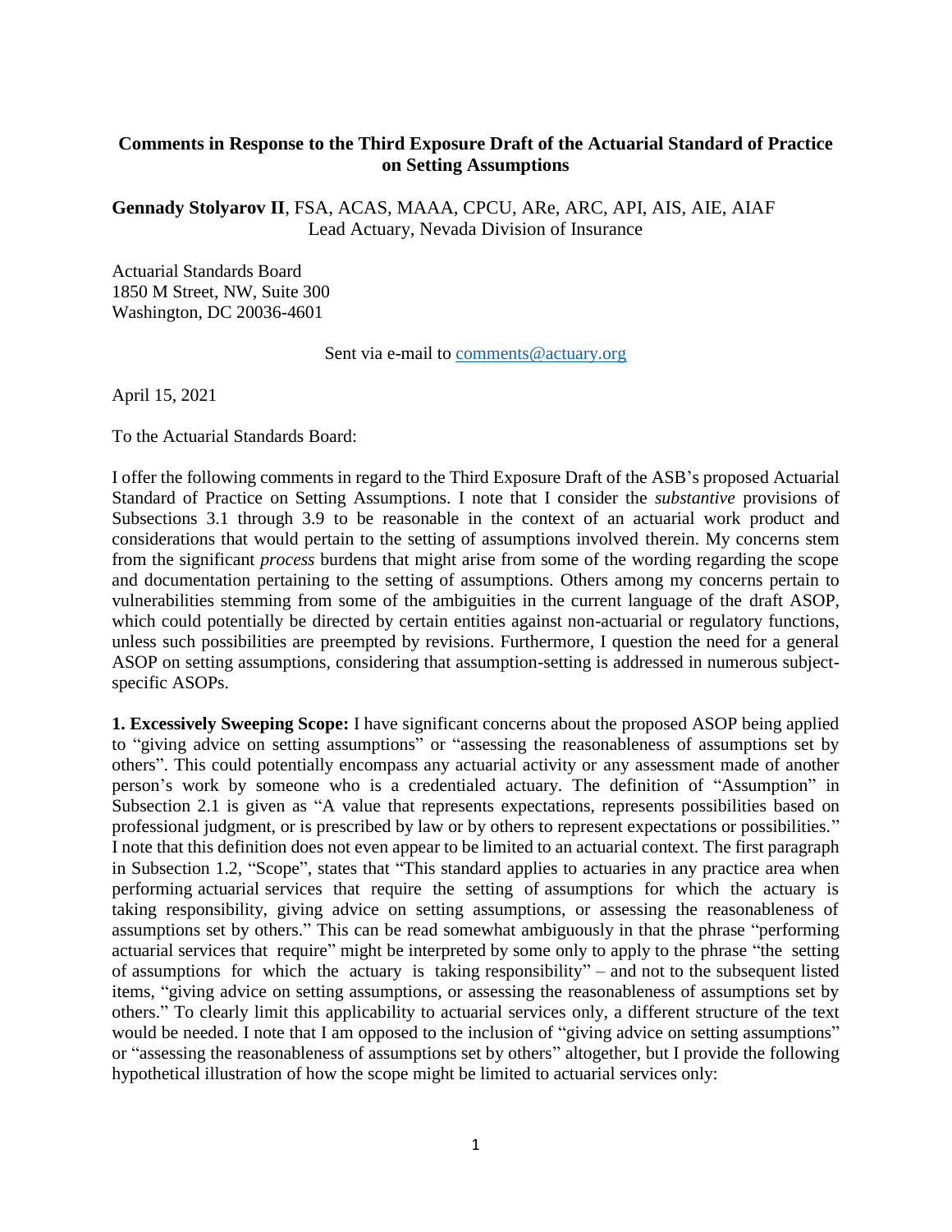**Comments in Response to the Third Exposure Draft of the Actuarial Standard of Practice on Setting Assumptions**

**Gennady Stolyarov II**, FSA, ACAS, MAAA, CPCU, ARe, ARC, API, AIS, AIE, AIAF
Lead Actuary, Nevada Division of Insurance

Actuarial Standards Board
1850 M Street, NW, Suite 300
Washington, DC 20036-4601

Sent via e-mail to comments@actuary.org

April 15, 2021

To the Actuarial Standards Board:

I offer the following comments in regard to the Third Exposure Draft of the ASB's proposed Actuarial Standard of Practice on Setting Assumptions. I note that I consider the *substantive* provisions of Subsections 3.1 through 3.9 to be reasonable in the context of an actuarial work product and considerations that would pertain to the setting of assumptions involved therein. My concerns stem from the significant *process* burdens that might arise from some of the wording regarding the scope and documentation pertaining to the setting of assumptions. Others among my concerns pertain to vulnerabilities stemming from some of the ambiguities in the current language of the draft ASOP, which could potentially be directed by certain entities against non-actuarial or regulatory functions, unless such possibilities are preempted by revisions. Furthermore, I question the need for a general ASOP on setting assumptions, considering that assumption-setting is addressed in numerous subject-specific ASOPs.

**1. Excessively Sweeping Scope:** I have significant concerns about the proposed ASOP being applied to "giving advice on setting assumptions" or "assessing the reasonableness of assumptions set by others". This could potentially encompass any actuarial activity or any assessment made of another person's work by someone who is a credentialed actuary. The definition of "Assumption" in Subsection 2.1 is given as "A value that represents expectations, represents possibilities based on professional judgment, or is prescribed by law or by others to represent expectations or possibilities." I note that this definition does not even appear to be limited to an actuarial context. The first paragraph in Subsection 1.2, "Scope", states that "This standard applies to actuaries in any practice area when performing actuarial services that require the setting of assumptions for which the actuary is taking responsibility, giving advice on setting assumptions, or assessing the reasonableness of assumptions set by others." This can be read somewhat ambiguously in that the phrase "performing actuarial services that require" might be interpreted by some only to apply to the phrase "the setting of assumptions for which the actuary is taking responsibility" – and not to the subsequent listed items, "giving advice on setting assumptions, or assessing the reasonableness of assumptions set by others." To clearly limit this applicability to actuarial services only, a different structure of the text would be needed. I note that I am opposed to the inclusion of "giving advice on setting assumptions" or "assessing the reasonableness of assumptions set by others" altogether, but I provide the following hypothetical illustration of how the scope might be limited to actuarial services only: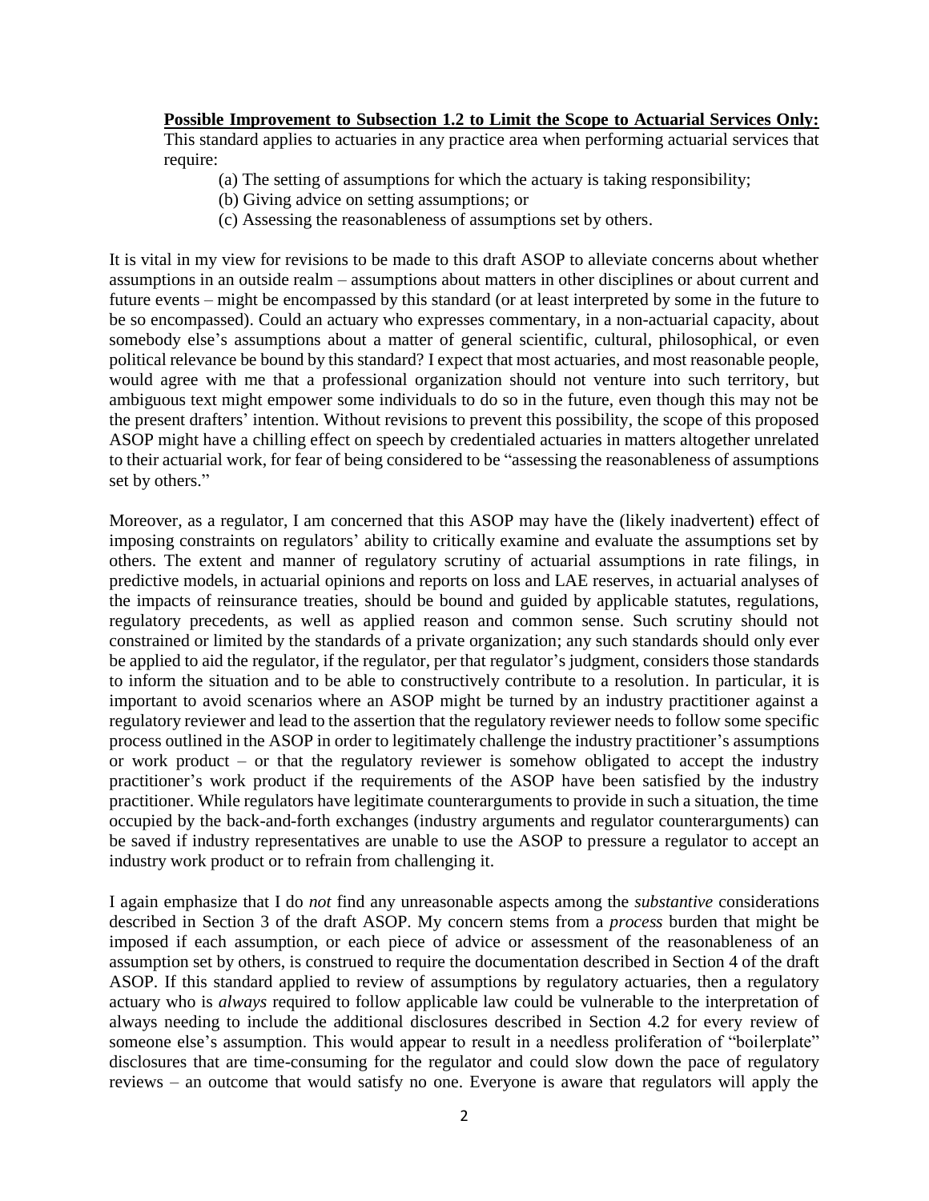**Possible Improvement to Subsection 1.2 to Limit the Scope to Actuarial Services Only:**
This standard applies to actuaries in any practice area when performing actuarial services that require:

(a) The setting of assumptions for which the actuary is taking responsibility;
(b) Giving advice on setting assumptions; or
(c) Assessing the reasonableness of assumptions set by others.

It is vital in my view for revisions to be made to this draft ASOP to alleviate concerns about whether assumptions in an outside realm – assumptions about matters in other disciplines or about current and future events – might be encompassed by this standard (or at least interpreted by some in the future to be so encompassed). Could an actuary who expresses commentary, in a non-actuarial capacity, about somebody else's assumptions about a matter of general scientific, cultural, philosophical, or even political relevance be bound by this standard? I expect that most actuaries, and most reasonable people, would agree with me that a professional organization should not venture into such territory, but ambiguous text might empower some individuals to do so in the future, even though this may not be the present drafters' intention. Without revisions to prevent this possibility, the scope of this proposed ASOP might have a chilling effect on speech by credentialed actuaries in matters altogether unrelated to their actuarial work, for fear of being considered to be "assessing the reasonableness of assumptions set by others."

Moreover, as a regulator, I am concerned that this ASOP may have the (likely inadvertent) effect of imposing constraints on regulators' ability to critically examine and evaluate the assumptions set by others. The extent and manner of regulatory scrutiny of actuarial assumptions in rate filings, in predictive models, in actuarial opinions and reports on loss and LAE reserves, in actuarial analyses of the impacts of reinsurance treaties, should be bound and guided by applicable statutes, regulations, regulatory precedents, as well as applied reason and common sense. Such scrutiny should not constrained or limited by the standards of a private organization; any such standards should only ever be applied to aid the regulator, if the regulator, per that regulator's judgment, considers those standards to inform the situation and to be able to constructively contribute to a resolution. In particular, it is important to avoid scenarios where an ASOP might be turned by an industry practitioner against a regulatory reviewer and lead to the assertion that the regulatory reviewer needs to follow some specific process outlined in the ASOP in order to legitimately challenge the industry practitioner's assumptions or work product – or that the regulatory reviewer is somehow obligated to accept the industry practitioner's work product if the requirements of the ASOP have been satisfied by the industry practitioner. While regulators have legitimate counterarguments to provide in such a situation, the time occupied by the back-and-forth exchanges (industry arguments and regulator counterarguments) can be saved if industry representatives are unable to use the ASOP to pressure a regulator to accept an industry work product or to refrain from challenging it.

I again emphasize that I do *not* find any unreasonable aspects among the *substantive* considerations described in Section 3 of the draft ASOP. My concern stems from a *process* burden that might be imposed if each assumption, or each piece of advice or assessment of the reasonableness of an assumption set by others, is construed to require the documentation described in Section 4 of the draft ASOP. If this standard applied to review of assumptions by regulatory actuaries, then a regulatory actuary who is *always* required to follow applicable law could be vulnerable to the interpretation of always needing to include the additional disclosures described in Section 4.2 for every review of someone else's assumption. This would appear to result in a needless proliferation of "boilerplate" disclosures that are time-consuming for the regulator and could slow down the pace of regulatory reviews – an outcome that would satisfy no one. Everyone is aware that regulators will apply the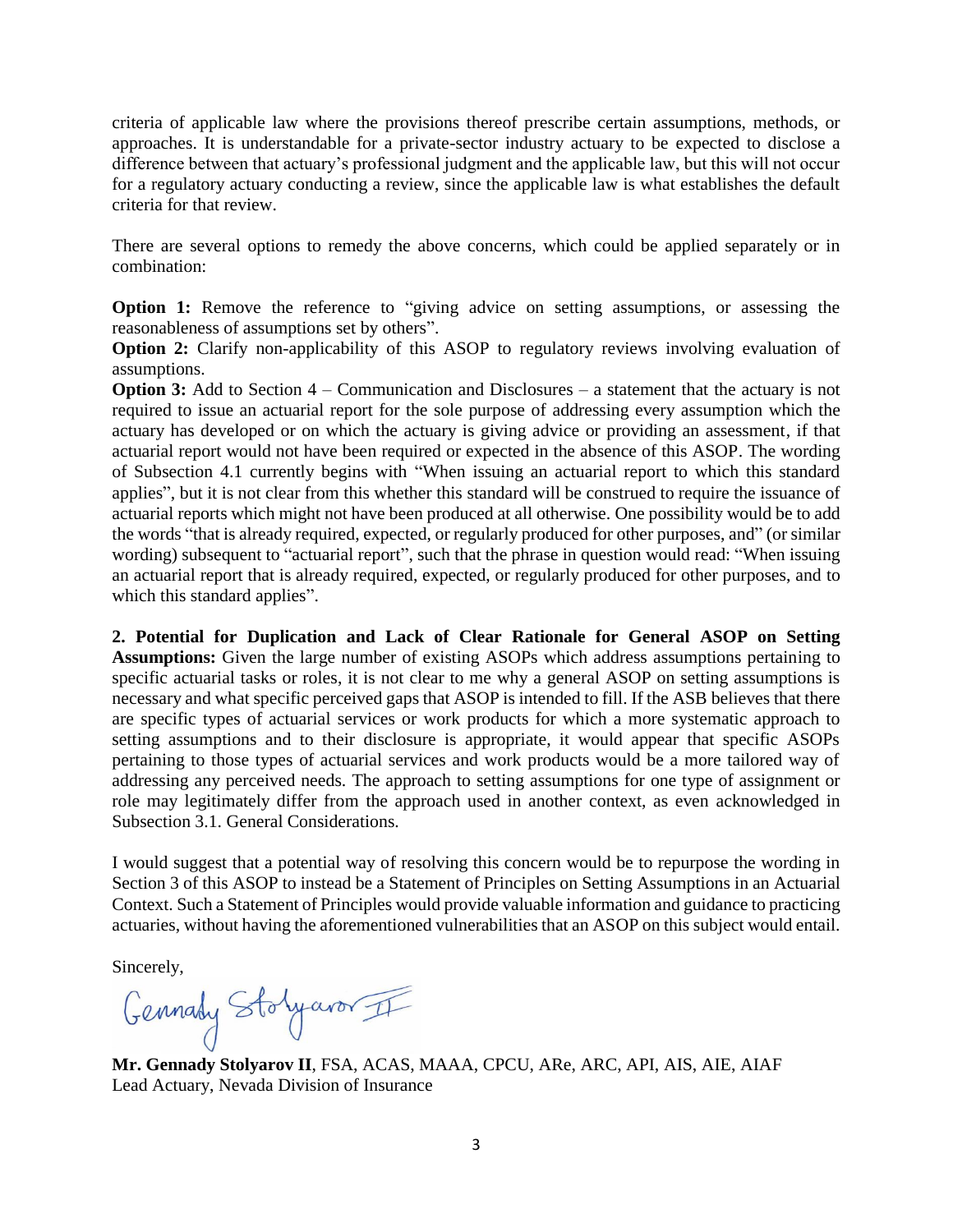criteria of applicable law where the provisions thereof prescribe certain assumptions, methods, or approaches. It is understandable for a private-sector industry actuary to be expected to disclose a difference between that actuary's professional judgment and the applicable law, but this will not occur for a regulatory actuary conducting a review, since the applicable law is what establishes the default criteria for that review.

There are several options to remedy the above concerns, which could be applied separately or in combination:

**Option 1:** Remove the reference to "giving advice on setting assumptions, or assessing the reasonableness of assumptions set by others".
**Option 2:** Clarify non-applicability of this ASOP to regulatory reviews involving evaluation of assumptions.
**Option 3:** Add to Section 4 – Communication and Disclosures – a statement that the actuary is not required to issue an actuarial report for the sole purpose of addressing every assumption which the actuary has developed or on which the actuary is giving advice or providing an assessment, if that actuarial report would not have been required or expected in the absence of this ASOP. The wording of Subsection 4.1 currently begins with "When issuing an actuarial report to which this standard applies", but it is not clear from this whether this standard will be construed to require the issuance of actuarial reports which might not have been produced at all otherwise. One possibility would be to add the words "that is already required, expected, or regularly produced for other purposes, and" (or similar wording) subsequent to "actuarial report", such that the phrase in question would read: "When issuing an actuarial report that is already required, expected, or regularly produced for other purposes, and to which this standard applies".

**2. Potential for Duplication and Lack of Clear Rationale for General ASOP on Setting Assumptions:** Given the large number of existing ASOPs which address assumptions pertaining to specific actuarial tasks or roles, it is not clear to me why a general ASOP on setting assumptions is necessary and what specific perceived gaps that ASOP is intended to fill. If the ASB believes that there are specific types of actuarial services or work products for which a more systematic approach to setting assumptions and to their disclosure is appropriate, it would appear that specific ASOPs pertaining to those types of actuarial services and work products would be a more tailored way of addressing any perceived needs. The approach to setting assumptions for one type of assignment or role may legitimately differ from the approach used in another context, as even acknowledged in Subsection 3.1. General Considerations.

I would suggest that a potential way of resolving this concern would be to repurpose the wording in Section 3 of this ASOP to instead be a Statement of Principles on Setting Assumptions in an Actuarial Context. Such a Statement of Principles would provide valuable information and guidance to practicing actuaries, without having the aforementioned vulnerabilities that an ASOP on this subject would entail.

Sincerely,

Gennady Stolyarov II

**Mr. Gennady Stolyarov II**, FSA, ACAS, MAAA, CPCU, ARe, ARC, API, AIS, AIE, AIAF
Lead Actuary, Nevada Division of Insurance